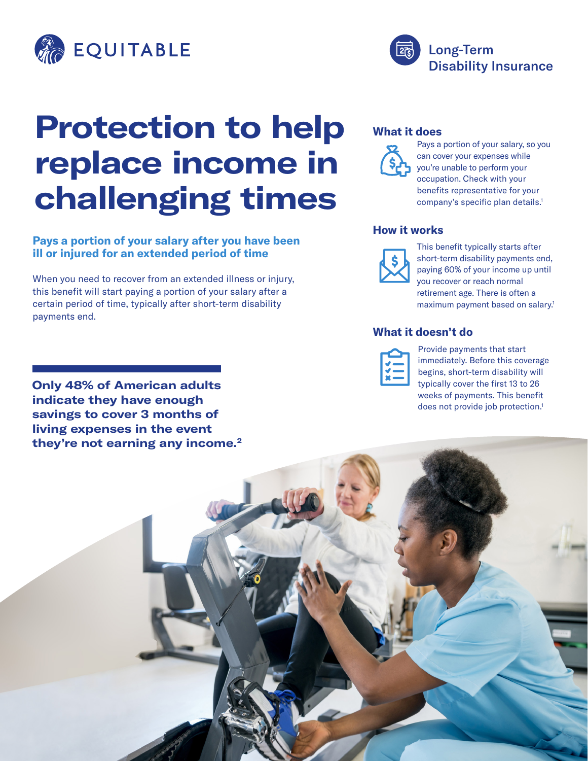EQUITABLE

Long-Term Disability Insurance

# Protection to help replace income in challenging times

## Pays a portion of your salary after you have been ill or injured for an extended period of time

When you need to recover from an extended illness or injury, this benefit will start paying a portion of your salary after a certain period of time, typically after short-term disability payments end.

**Only 48% of American adults indicate they have enough savings to cover 3 months of living expenses in the event they're not earning any income.[2]**

### What it does

Pays a portion of your salary, so you can cover your expenses while you're unable to perform your occupation. Check with your benefits representative for your company's specific plan details.[1]

### How it works

This benefit typically starts after short-term disability payments end, paying 60% of your income up until you recover or reach normal retirement age. There is often a maximum payment based on salary.[1]

### What it doesn't do

Provide payments that start immediately. Before this coverage begins, short-term disability will typically cover the first 13 to 26 weeks of payments. This benefit does not provide job protection.[1]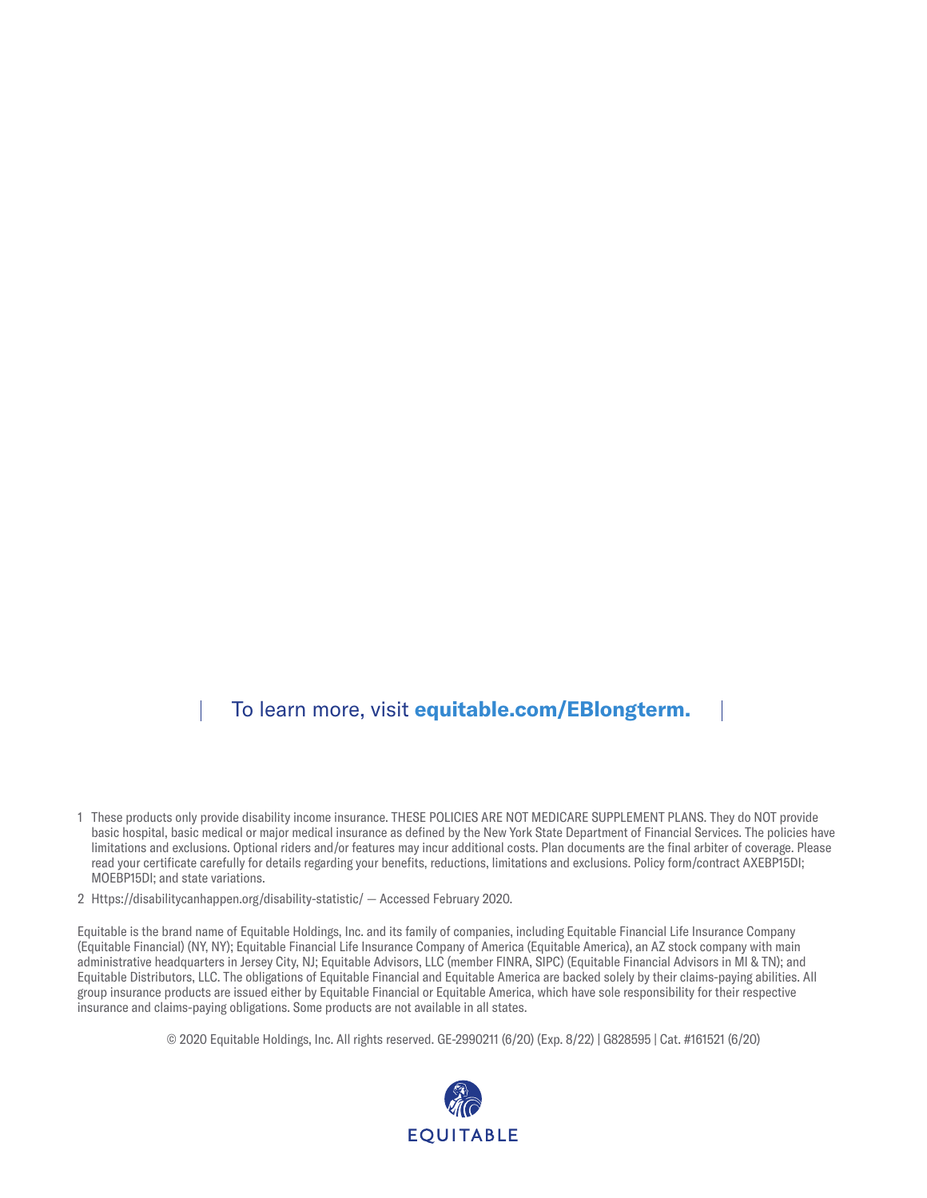To learn more, visit **equitable.com/EBlongterm.**

1 These products only provide disability income insurance. THESE POLICIES ARE NOT MEDICARE SUPPLEMENT PLANS. They do NOT provide basic hospital, basic medical or major medical insurance as defined by the New York State Department of Financial Services. The policies have limitations and exclusions. Optional riders and/or features may incur additional costs. Plan documents are the final arbiter of coverage. Please read your certificate carefully for details regarding your benefits, reductions, limitations and exclusions. Policy form/contract AXEBP15DI; MOEBP15DI; and state variations.

2 Https://disabilitycanhappen.org/disability-statistic/ — Accessed February 2020.

Equitable is the brand name of Equitable Holdings, Inc. and its family of companies, including Equitable Financial Life Insurance Company (Equitable Financial) (NY, NY); Equitable Financial Life Insurance Company of America (Equitable America), an AZ stock company with main administrative headquarters in Jersey City, NJ; Equitable Advisors, LLC (member FINRA, SIPC) (Equitable Financial Advisors in MI & TN); and Equitable Distributors, LLC. The obligations of Equitable Financial and Equitable America are backed solely by their claims-paying abilities. All group insurance products are issued either by Equitable Financial or Equitable America, which have sole responsibility for their respective insurance and claims-paying obligations. Some products are not available in all states.

© 2020 Equitable Holdings, Inc. All rights reserved. GE-2990211 (6/20) (Exp. 8/22) | G828595 | Cat. #161521 (6/20)

EQUITABLE